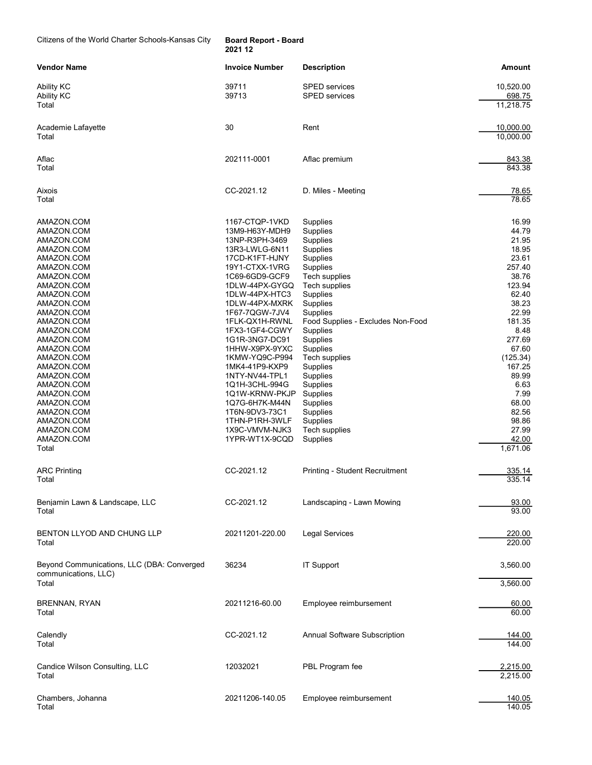Citizens of the World Charter Schools-Kansas City

**Board Report - Board**
**2021 12**

| Vendor Name | Invoice Number | Description | Amount |
|---|---|---|---|
| Ability KC | 39711 | SPED services | 10,520.00 |
| Ability KC | 39713 | SPED services | 698.75 |
| Total | | | 11,218.75 |
| Academie Lafayette | 30 | Rent | 10,000.00 |
| Total | | | 10,000.00 |
| Aflac | 202111-0001 | Aflac premium | 843.38 |
| Total | | | 843.38 |
| Aixois | CC-2021.12 | D. Miles - Meeting | 78.65 |
| Total | | | 78.65 |
| AMAZON.COM | 1167-CTQP-1VKD | Supplies | 16.99 |
| AMAZON.COM | 13M9-H63Y-MDH9 | Supplies | 44.79 |
| AMAZON.COM | 13NP-R3PH-3469 | Supplies | 21.95 |
| AMAZON.COM | 13R3-LWLG-6N11 | Supplies | 18.95 |
| AMAZON.COM | 17CD-K1FT-HJNY | Supplies | 23.61 |
| AMAZON.COM | 19Y1-CTXX-1VRG | Supplies | 257.40 |
| AMAZON.COM | 1C69-6GD9-GCF9 | Tech supplies | 38.76 |
| AMAZON.COM | 1DLW-44PX-GYGQ | Tech supplies | 123.94 |
| AMAZON.COM | 1DLW-44PX-HTC3 | Supplies | 62.40 |
| AMAZON.COM | 1DLW-44PX-MXRK | Supplies | 38.23 |
| AMAZON.COM | 1F67-7QGW-7JV4 | Supplies | 22.99 |
| AMAZON.COM | 1FLK-QX1H-RWNL | Food Supplies - Excludes Non-Food | 181.35 |
| AMAZON.COM | 1FX3-1GF4-CGWY | Supplies | 8.48 |
| AMAZON.COM | 1G1R-3NG7-DC91 | Supplies | 277.69 |
| AMAZON.COM | 1HHW-X9PX-9YXC | Supplies | 67.60 |
| AMAZON.COM | 1KMW-YQ9C-P994 | Tech supplies | (125.34) |
| AMAZON.COM | 1MK4-41P9-KXP9 | Supplies | 167.25 |
| AMAZON.COM | 1NTY-NV44-TPL1 | Supplies | 89.99 |
| AMAZON.COM | 1Q1H-3CHL-994G | Supplies | 6.63 |
| AMAZON.COM | 1Q1W-KRNW-PKJP | Supplies | 7.99 |
| AMAZON.COM | 1Q7G-6H7K-M44N | Supplies | 68.00 |
| AMAZON.COM | 1T6N-9DV3-73C1 | Supplies | 82.56 |
| AMAZON.COM | 1THN-P1RH-3WLF | Supplies | 98.86 |
| AMAZON.COM | 1X9C-VMVM-NJK3 | Tech supplies | 27.99 |
| AMAZON.COM | 1YPR-WT1X-9CQD | Supplies | 42.00 |
| Total | | | 1,671.06 |
| ARC Printing | CC-2021.12 | Printing - Student Recruitment | 335.14 |
| Total | | | 335.14 |
| Benjamin Lawn & Landscape, LLC | CC-2021.12 | Landscaping - Lawn Mowing | 93.00 |
| Total | | | 93.00 |
| BENTON LLYOD AND CHUNG LLP | 20211201-220.00 | Legal Services | 220.00 |
| Total | | | 220.00 |
| Beyond Communications, LLC (DBA: Converged communications, LLC) | 36234 | IT Support | 3,560.00 |
| Total | | | 3,560.00 |
| BRENNAN, RYAN | 20211216-60.00 | Employee reimbursement | 60.00 |
| Total | | | 60.00 |
| Calendly | CC-2021.12 | Annual Software Subscription | 144.00 |
| Total | | | 144.00 |
| Candice Wilson Consulting, LLC | 12032021 | PBL Program fee | 2,215.00 |
| Total | | | 2,215.00 |
| Chambers, Johanna | 20211206-140.05 | Employee reimbursement | 140.05 |
| Total | | | 140.05 |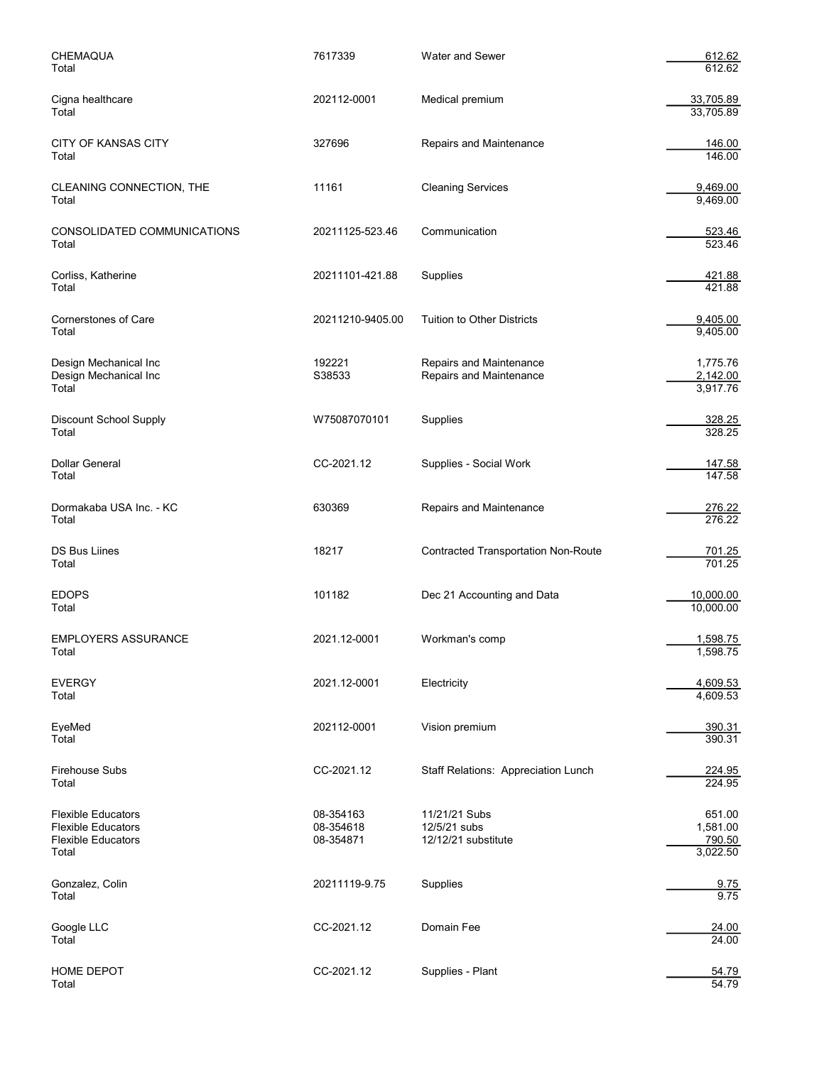| Vendor | Invoice | Description | Amount |
|---|---|---|---|
| CHEMAQUA | 7617339 | Water and Sewer | 612.62 |
| Total | | | 612.62 |
| Cigna healthcare | 202112-0001 | Medical premium | 33,705.89 |
| Total | | | 33,705.89 |
| CITY OF KANSAS CITY | 327696 | Repairs and Maintenance | 146.00 |
| Total | | | 146.00 |
| CLEANING CONNECTION, THE | 11161 | Cleaning Services | 9,469.00 |
| Total | | | 9,469.00 |
| CONSOLIDATED COMMUNICATIONS | 20211125-523.46 | Communication | 523.46 |
| Total | | | 523.46 |
| Corliss, Katherine | 20211101-421.88 | Supplies | 421.88 |
| Total | | | 421.88 |
| Cornerstones of Care | 20211210-9405.00 | Tuition to Other Districts | 9,405.00 |
| Total | | | 9,405.00 |
| Design Mechanical Inc | 192221 | Repairs and Maintenance | 1,775.76 |
| Design Mechanical Inc | S38533 | Repairs and Maintenance | 2,142.00 |
| Total | | | 3,917.76 |
| Discount School Supply | W75087070101 | Supplies | 328.25 |
| Total | | | 328.25 |
| Dollar General | CC-2021.12 | Supplies - Social Work | 147.58 |
| Total | | | 147.58 |
| Dormakaba USA Inc. - KC | 630369 | Repairs and Maintenance | 276.22 |
| Total | | | 276.22 |
| DS Bus Liines | 18217 | Contracted Transportation Non-Route | 701.25 |
| Total | | | 701.25 |
| EDOPS | 101182 | Dec 21 Accounting and Data | 10,000.00 |
| Total | | | 10,000.00 |
| EMPLOYERS ASSURANCE | 2021.12-0001 | Workman's comp | 1,598.75 |
| Total | | | 1,598.75 |
| EVERGY | 2021.12-0001 | Electricity | 4,609.53 |
| Total | | | 4,609.53 |
| EyeMed | 202112-0001 | Vision premium | 390.31 |
| Total | | | 390.31 |
| Firehouse Subs | CC-2021.12 | Staff Relations: Appreciation Lunch | 224.95 |
| Total | | | 224.95 |
| Flexible Educators | 08-354163 | 11/21/21 Subs | 651.00 |
| Flexible Educators | 08-354618 | 12/5/21 subs | 1,581.00 |
| Flexible Educators | 08-354871 | 12/12/21 substitute | 790.50 |
| Total | | | 3,022.50 |
| Gonzalez, Colin | 20211119-9.75 | Supplies | 9.75 |
| Total | | | 9.75 |
| Google LLC | CC-2021.12 | Domain Fee | 24.00 |
| Total | | | 24.00 |
| HOME DEPOT | CC-2021.12 | Supplies - Plant | 54.79 |
| Total | | | 54.79 |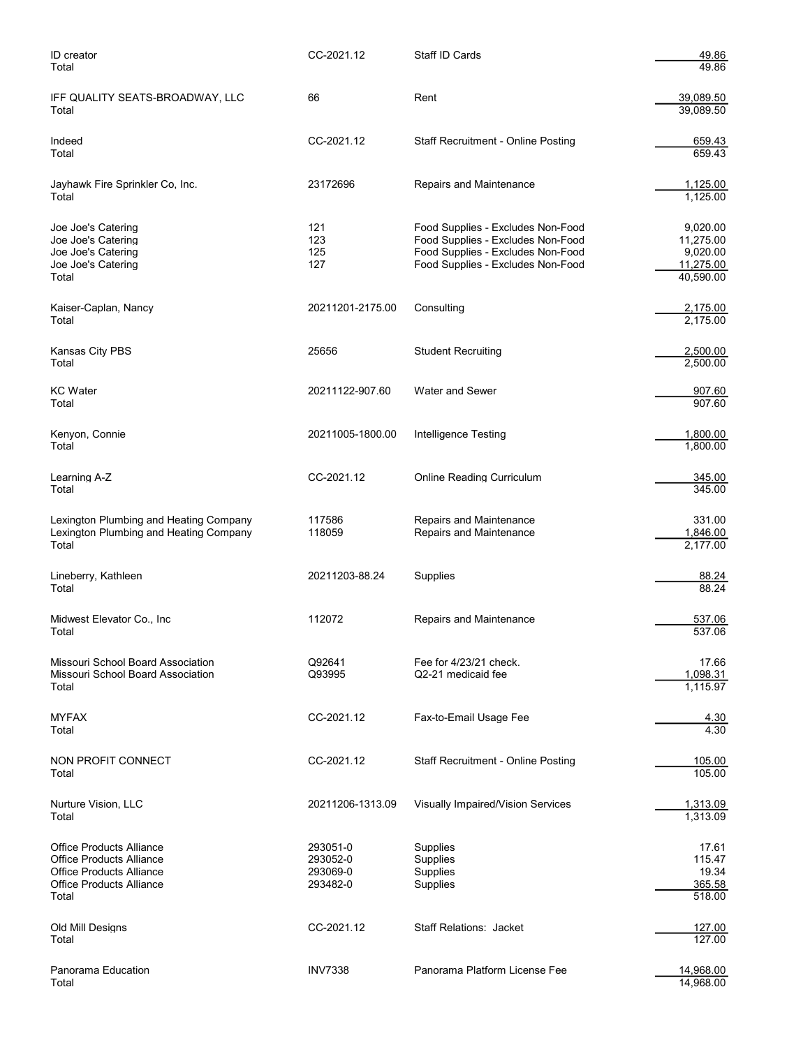| Vendor | Reference | Description | Amount |
|---|---|---|---|
| ID creator | CC-2021.12 | Staff ID Cards | 49.86 |
| Total | | | 49.86 |
| IFF QUALITY SEATS-BROADWAY, LLC | 66 | Rent | 39,089.50 |
| Total | | | 39,089.50 |
| Indeed | CC-2021.12 | Staff Recruitment - Online Posting | 659.43 |
| Total | | | 659.43 |
| Jayhawk Fire Sprinkler Co, Inc. | 23172696 | Repairs and Maintenance | 1,125.00 |
| Total | | | 1,125.00 |
| Joe Joe's Catering | 121 | Food Supplies - Excludes Non-Food | 9,020.00 |
| Joe Joe's Catering | 123 | Food Supplies - Excludes Non-Food | 11,275.00 |
| Joe Joe's Catering | 125 | Food Supplies - Excludes Non-Food | 9,020.00 |
| Joe Joe's Catering | 127 | Food Supplies - Excludes Non-Food | 11,275.00 |
| Total | | | 40,590.00 |
| Kaiser-Caplan, Nancy | 20211201-2175.00 | Consulting | 2,175.00 |
| Total | | | 2,175.00 |
| Kansas City PBS | 25656 | Student Recruiting | 2,500.00 |
| Total | | | 2,500.00 |
| KC Water | 20211122-907.60 | Water and Sewer | 907.60 |
| Total | | | 907.60 |
| Kenyon, Connie | 20211005-1800.00 | Intelligence Testing | 1,800.00 |
| Total | | | 1,800.00 |
| Learning A-Z | CC-2021.12 | Online Reading Curriculum | 345.00 |
| Total | | | 345.00 |
| Lexington Plumbing and Heating Company | 117586 | Repairs and Maintenance | 331.00 |
| Lexington Plumbing and Heating Company | 118059 | Repairs and Maintenance | 1,846.00 |
| Total | | | 2,177.00 |
| Lineberry, Kathleen | 20211203-88.24 | Supplies | 88.24 |
| Total | | | 88.24 |
| Midwest Elevator Co., Inc | 112072 | Repairs and Maintenance | 537.06 |
| Total | | | 537.06 |
| Missouri School Board Association | Q92641 | Fee for 4/23/21 check. | 17.66 |
| Missouri School Board Association | Q93995 | Q2-21 medicaid fee | 1,098.31 |
| Total | | | 1,115.97 |
| MYFAX | CC-2021.12 | Fax-to-Email Usage Fee | 4.30 |
| Total | | | 4.30 |
| NON PROFIT CONNECT | CC-2021.12 | Staff Recruitment - Online Posting | 105.00 |
| Total | | | 105.00 |
| Nurture Vision, LLC | 20211206-1313.09 | Visually Impaired/Vision Services | 1,313.09 |
| Total | | | 1,313.09 |
| Office Products Alliance | 293051-0 | Supplies | 17.61 |
| Office Products Alliance | 293052-0 | Supplies | 115.47 |
| Office Products Alliance | 293069-0 | Supplies | 19.34 |
| Office Products Alliance | 293482-0 | Supplies | 365.58 |
| Total | | | 518.00 |
| Old Mill Designs | CC-2021.12 | Staff Relations: Jacket | 127.00 |
| Total | | | 127.00 |
| Panorama Education | INV7338 | Panorama Platform License Fee | 14,968.00 |
| Total | | | 14,968.00 |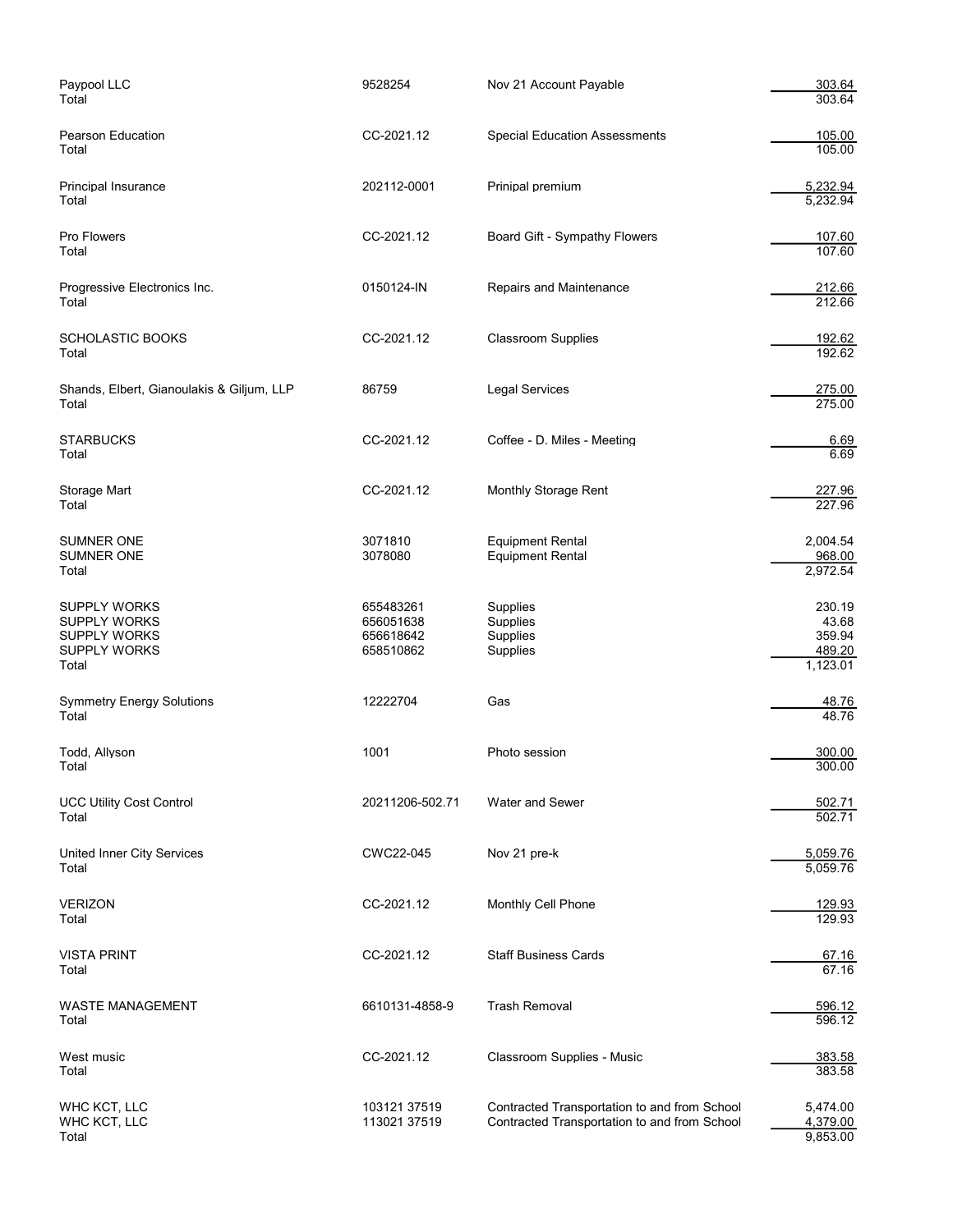| Vendor | Invoice | Description | Amount |
|---|---|---|---|
| Paypool LLC | 9528254 | Nov 21 Account Payable | 303.64 |
| Total | | | 303.64 |
| Pearson Education | CC-2021.12 | Special Education Assessments | 105.00 |
| Total | | | 105.00 |
| Principal Insurance | 202112-0001 | Prinipal premium | 5,232.94 |
| Total | | | 5,232.94 |
| Pro Flowers | CC-2021.12 | Board Gift - Sympathy Flowers | 107.60 |
| Total | | | 107.60 |
| Progressive Electronics Inc. | 0150124-IN | Repairs and Maintenance | 212.66 |
| Total | | | 212.66 |
| SCHOLASTIC BOOKS | CC-2021.12 | Classroom Supplies | 192.62 |
| Total | | | 192.62 |
| Shands, Elbert, Gianoulakis & Giljum, LLP | 86759 | Legal Services | 275.00 |
| Total | | | 275.00 |
| STARBUCKS | CC-2021.12 | Coffee - D. Miles - Meeting | 6.69 |
| Total | | | 6.69 |
| Storage Mart | CC-2021.12 | Monthly Storage Rent | 227.96 |
| Total | | | 227.96 |
| SUMNER ONE | 3071810 | Equipment Rental | 2,004.54 |
| SUMNER ONE | 3078080 | Equipment Rental | 968.00 |
| Total | | | 2,972.54 |
| SUPPLY WORKS | 655483261 | Supplies | 230.19 |
| SUPPLY WORKS | 656051638 | Supplies | 43.68 |
| SUPPLY WORKS | 656618642 | Supplies | 359.94 |
| SUPPLY WORKS | 658510862 | Supplies | 489.20 |
| Total | | | 1,123.01 |
| Symmetry Energy Solutions | 12222704 | Gas | 48.76 |
| Total | | | 48.76 |
| Todd, Allyson | 1001 | Photo session | 300.00 |
| Total | | | 300.00 |
| UCC Utility Cost Control | 20211206-502.71 | Water and Sewer | 502.71 |
| Total | | | 502.71 |
| United Inner City Services | CWC22-045 | Nov 21 pre-k | 5,059.76 |
| Total | | | 5,059.76 |
| VERIZON | CC-2021.12 | Monthly Cell Phone | 129.93 |
| Total | | | 129.93 |
| VISTA PRINT | CC-2021.12 | Staff Business Cards | 67.16 |
| Total | | | 67.16 |
| WASTE MANAGEMENT | 6610131-4858-9 | Trash Removal | 596.12 |
| Total | | | 596.12 |
| West music | CC-2021.12 | Classroom Supplies - Music | 383.58 |
| Total | | | 383.58 |
| WHC KCT, LLC | 103121 37519 | Contracted Transportation to and from School | 5,474.00 |
| WHC KCT, LLC | 113021 37519 | Contracted Transportation to and from School | 4,379.00 |
| Total | | | 9,853.00 |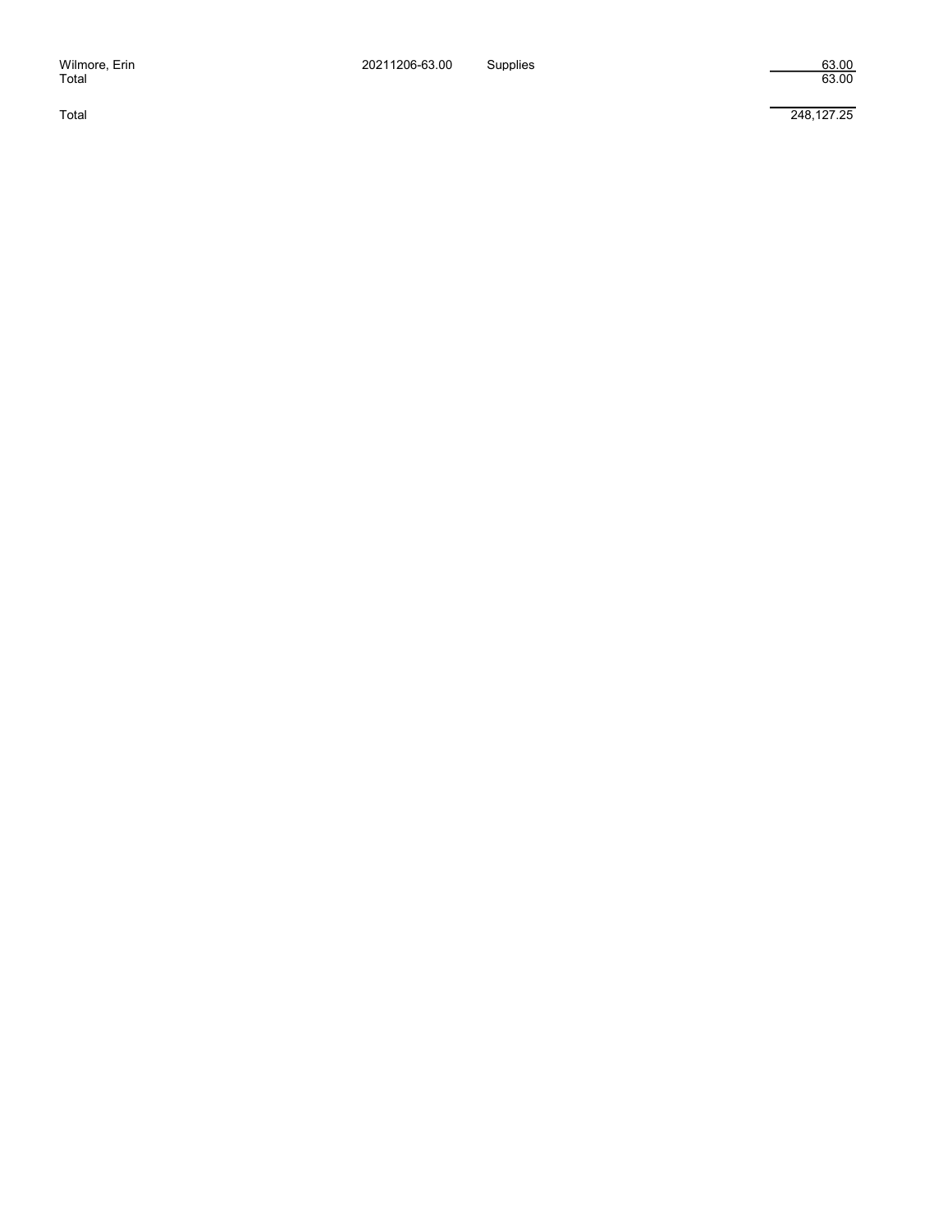| | | | |
|---|---|---|---|
| Wilmore, Erin | 20211206-63.00 | Supplies | 63.00 |
| Total | | | 63.00 |
| | | | |
| Total | | | 248,127.25 |